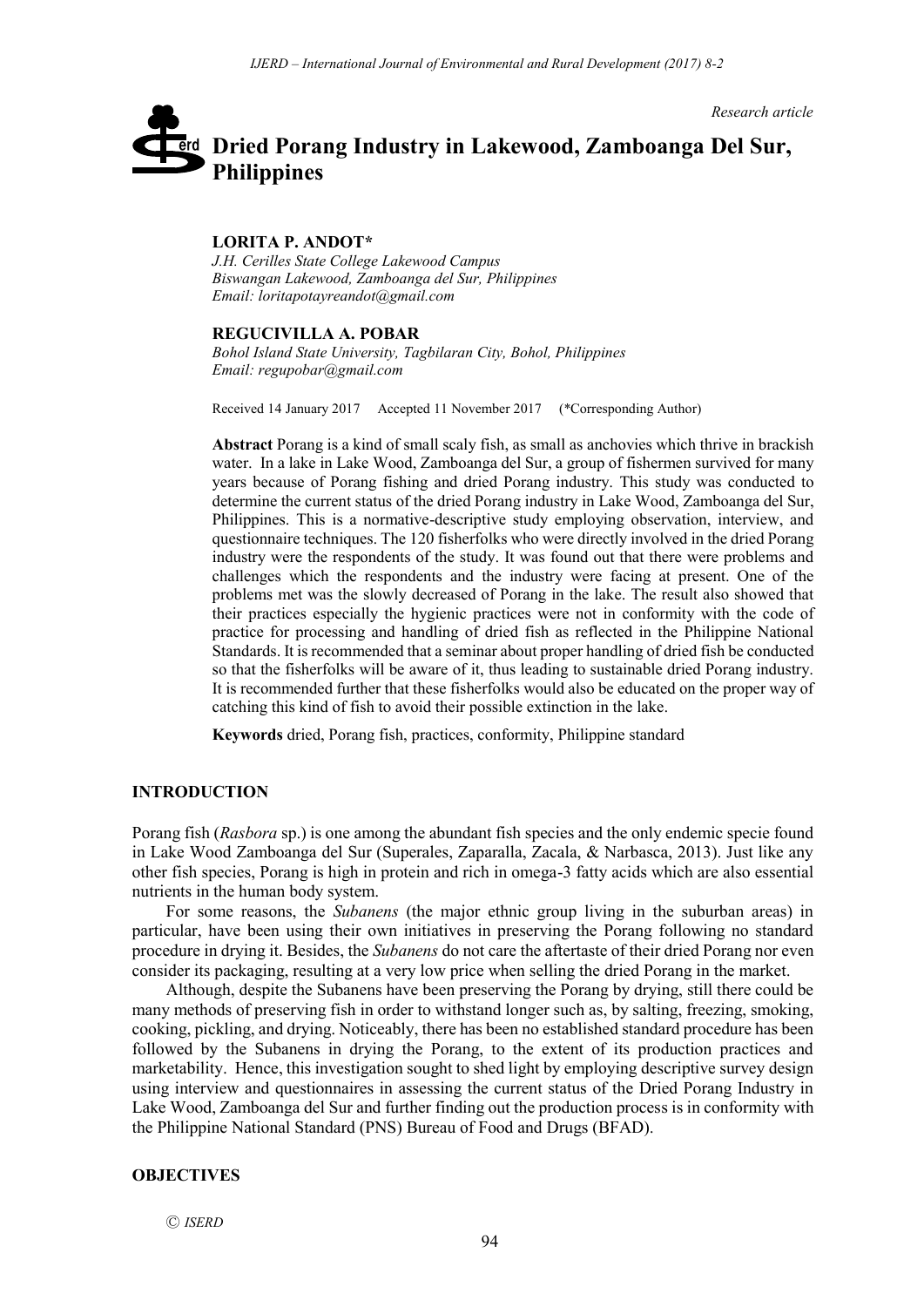*Research article*

# Dried Porang Industry in Lakewood, Zamboanga Del Sur, Philippines

**LORITA P. ANDOT***
*J.H. Cerilles State College Lakewood Campus*
*Biswangan Lakewood, Zamboanga del Sur, Philippines*
*Email: loritapotayreandot@gmail.com*

**REGUCIVILLA A. POBAR**
*Bohol Island State University, Tagbilaran City, Bohol, Philippines*
*Email: regupobar@gmail.com*

Received 14 January 2017 Accepted 11 November 2017 (*Corresponding Author)

**Abstract** Porang is a kind of small scaly fish, as small as anchovies which thrive in brackish water. In a lake in Lake Wood, Zamboanga del Sur, a group of fishermen survived for many years because of Porang fishing and dried Porang industry. This study was conducted to determine the current status of the dried Porang industry in Lake Wood, Zamboanga del Sur, Philippines. This is a normative-descriptive study employing observation, interview, and questionnaire techniques. The 120 fisherfolks who were directly involved in the dried Porang industry were the respondents of the study. It was found out that there were problems and challenges which the respondents and the industry were facing at present. One of the problems met was the slowly decreased of Porang in the lake. The result also showed that their practices especially the hygienic practices were not in conformity with the code of practice for processing and handling of dried fish as reflected in the Philippine National Standards. It is recommended that a seminar about proper handling of dried fish be conducted so that the fisherfolks will be aware of it, thus leading to sustainable dried Porang industry. It is recommended further that these fisherfolks would also be educated on the proper way of catching this kind of fish to avoid their possible extinction in the lake.

**Keywords** dried, Porang fish, practices, conformity, Philippine standard

## INTRODUCTION

Porang fish (*Rasbora* sp.) is one among the abundant fish species and the only endemic specie found in Lake Wood Zamboanga del Sur (Superales, Zaparalla, Zacala, & Narbasca, 2013). Just like any other fish species, Porang is high in protein and rich in omega-3 fatty acids which are also essential nutrients in the human body system.

For some reasons, the *Subanens* (the major ethnic group living in the suburban areas) in particular, have been using their own initiatives in preserving the Porang following no standard procedure in drying it. Besides, the *Subanens* do not care the aftertaste of their dried Porang nor even consider its packaging, resulting at a very low price when selling the dried Porang in the market.

Although, despite the Subanens have been preserving the Porang by drying, still there could be many methods of preserving fish in order to withstand longer such as, by salting, freezing, smoking, cooking, pickling, and drying. Noticeably, there has been no established standard procedure has been followed by the Subanens in drying the Porang, to the extent of its production practices and marketability. Hence, this investigation sought to shed light by employing descriptive survey design using interview and questionnaires in assessing the current status of the Dried Porang Industry in Lake Wood, Zamboanga del Sur and further finding out the production process is in conformity with the Philippine National Standard (PNS) Bureau of Food and Drugs (BFAD).

## OBJECTIVES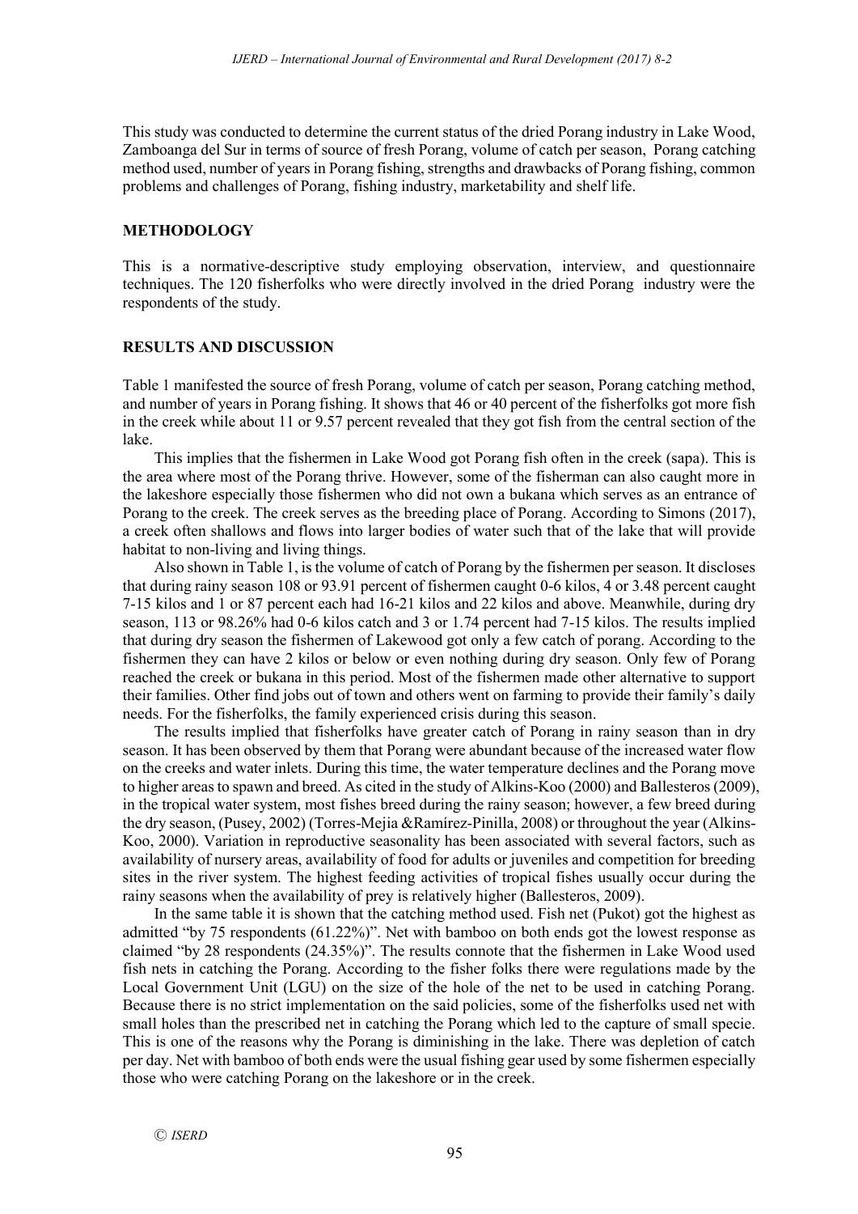This study was conducted to determine the current status of the dried Porang industry in Lake Wood, Zamboanga del Sur in terms of source of fresh Porang, volume of catch per season, Porang catching method used, number of years in Porang fishing, strengths and drawbacks of Porang fishing, common problems and challenges of Porang, fishing industry, marketability and shelf life.

## METHODOLOGY

This is a normative-descriptive study employing observation, interview, and questionnaire techniques. The 120 fisherfolks who were directly involved in the dried Porang industry were the respondents of the study.

## RESULTS AND DISCUSSION

Table 1 manifested the source of fresh Porang, volume of catch per season, Porang catching method, and number of years in Porang fishing. It shows that 46 or 40 percent of the fisherfolks got more fish in the creek while about 11 or 9.57 percent revealed that they got fish from the central section of the lake.

This implies that the fishermen in Lake Wood got Porang fish often in the creek (sapa). This is the area where most of the Porang thrive. However, some of the fisherman can also caught more in the lakeshore especially those fishermen who did not own a bukana which serves as an entrance of Porang to the creek. The creek serves as the breeding place of Porang. According to Simons (2017), a creek often shallows and flows into larger bodies of water such that of the lake that will provide habitat to non-living and living things.

Also shown in Table 1, is the volume of catch of Porang by the fishermen per season. It discloses that during rainy season 108 or 93.91 percent of fishermen caught 0-6 kilos, 4 or 3.48 percent caught 7-15 kilos and 1 or 87 percent each had 16-21 kilos and 22 kilos and above. Meanwhile, during dry season, 113 or 98.26% had 0-6 kilos catch and 3 or 1.74 percent had 7-15 kilos. The results implied that during dry season the fishermen of Lakewood got only a few catch of porang. According to the fishermen they can have 2 kilos or below or even nothing during dry season. Only few of Porang reached the creek or bukana in this period. Most of the fishermen made other alternative to support their families. Other find jobs out of town and others went on farming to provide their family's daily needs. For the fisherfolks, the family experienced crisis during this season.

The results implied that fisherfolks have greater catch of Porang in rainy season than in dry season. It has been observed by them that Porang were abundant because of the increased water flow on the creeks and water inlets. During this time, the water temperature declines and the Porang move to higher areas to spawn and breed. As cited in the study of Alkins-Koo (2000) and Ballesteros (2009), in the tropical water system, most fishes breed during the rainy season; however, a few breed during the dry season, (Pusey, 2002) (Torres-Mejia &Ramírez-Pinilla, 2008) or throughout the year (Alkins-Koo, 2000). Variation in reproductive seasonality has been associated with several factors, such as availability of nursery areas, availability of food for adults or juveniles and competition for breeding sites in the river system. The highest feeding activities of tropical fishes usually occur during the rainy seasons when the availability of prey is relatively higher (Ballesteros, 2009).

In the same table it is shown that the catching method used. Fish net (Pukot) got the highest as admitted "by 75 respondents (61.22%)". Net with bamboo on both ends got the lowest response as claimed "by 28 respondents (24.35%)". The results connote that the fishermen in Lake Wood used fish nets in catching the Porang. According to the fisher folks there were regulations made by the Local Government Unit (LGU) on the size of the hole of the net to be used in catching Porang. Because there is no strict implementation on the said policies, some of the fisherfolks used net with small holes than the prescribed net in catching the Porang which led to the capture of small specie. This is one of the reasons why the Porang is diminishing in the lake. There was depletion of catch per day. Net with bamboo of both ends were the usual fishing gear used by some fishermen especially those who were catching Porang on the lakeshore or in the creek.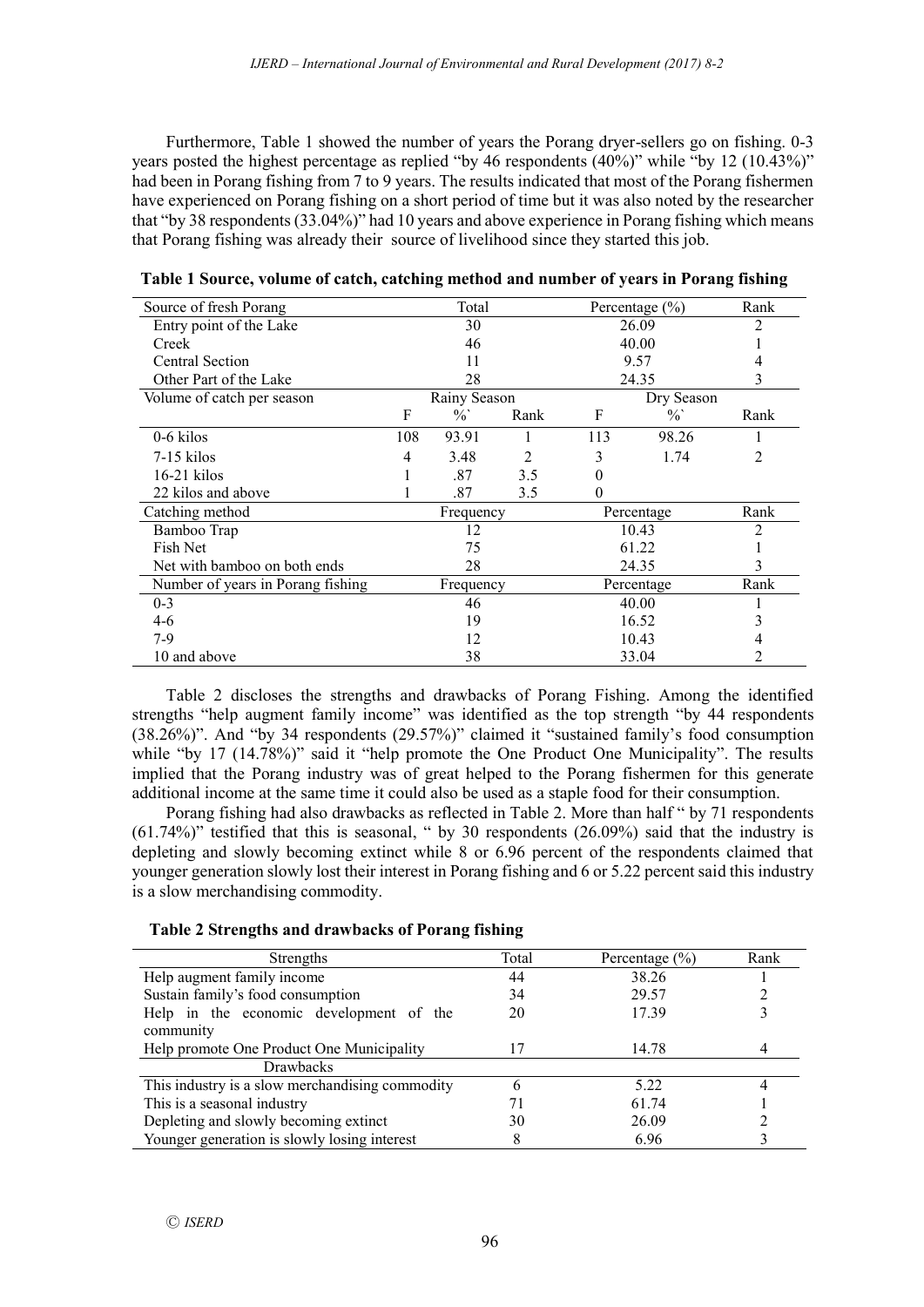Furthermore, Table 1 showed the number of years the Porang dryer-sellers go on fishing. 0-3 years posted the highest percentage as replied "by 46 respondents (40%)" while "by 12 (10.43%)" had been in Porang fishing from 7 to 9 years. The results indicated that most of the Porang fishermen have experienced on Porang fishing on a short period of time but it was also noted by the researcher that "by 38 respondents (33.04%)" had 10 years and above experience in Porang fishing which means that Porang fishing was already their source of livelihood since they started this job.

**Table 1 Source, volume of catch, catching method and number of years in Porang fishing**

| Source of fresh Porang | Total | | | Percentage (%) | | Rank |
|---|---|---|---|---|---|---|
| Entry point of the Lake | 30 | | | 26.09 | | 2 |
| Creek | 46 | | | 40.00 | | 1 |
| Central Section | 11 | | | 9.57 | | 4 |
| Other Part of the Lake | 28 | | | 24.35 | | 3 |
| Volume of catch per season | Rainy Season | | | Dry Season | | |
| | F | %` | Rank | F | %` | Rank |
| 0-6 kilos | 108 | 93.91 | 1 | 113 | 98.26 | 1 |
| 7-15 kilos | 4 | 3.48 | 2 | 3 | 1.74 | 2 |
| 16-21 kilos | 1 | .87 | 3.5 | 0 | | |
| 22 kilos and above | 1 | .87 | 3.5 | 0 | | |
| Catching method | Frequency | | | Percentage | | Rank |
| Bamboo Trap | 12 | | | 10.43 | | 2 |
| Fish Net | 75 | | | 61.22 | | 1 |
| Net with bamboo on both ends | 28 | | | 24.35 | | 3 |
| Number of years in Porang fishing | Frequency | | | Percentage | | Rank |
| 0-3 | 46 | | | 40.00 | | 1 |
| 4-6 | 19 | | | 16.52 | | 3 |
| 7-9 | 12 | | | 10.43 | | 4 |
| 10 and above | 38 | | | 33.04 | | 2 |

Table 2 discloses the strengths and drawbacks of Porang Fishing. Among the identified strengths "help augment family income" was identified as the top strength "by 44 respondents (38.26%)". And "by 34 respondents (29.57%)" claimed it "sustained family's food consumption while "by 17 (14.78%)" said it "help promote the One Product One Municipality". The results implied that the Porang industry was of great helped to the Porang fishermen for this generate additional income at the same time it could also be used as a staple food for their consumption.

Porang fishing had also drawbacks as reflected in Table 2. More than half " by 71 respondents (61.74%)" testified that this is seasonal, " by 30 respondents (26.09%) said that the industry is depleting and slowly becoming extinct while 8 or 6.96 percent of the respondents claimed that younger generation slowly lost their interest in Porang fishing and 6 or 5.22 percent said this industry is a slow merchandising commodity.

**Table 2 Strengths and drawbacks of Porang fishing**

| Strengths | Total | Percentage (%) | Rank |
|---|---|---|---|
| Help augment family income | 44 | 38.26 | 1 |
| Sustain family's food consumption | 34 | 29.57 | 2 |
| Help in the economic development of the community | 20 | 17.39 | 3 |
| Help promote One Product One Municipality | 17 | 14.78 | 4 |
| Drawbacks | | | |
| This industry is a slow merchandising commodity | 6 | 5.22 | 4 |
| This is a seasonal industry | 71 | 61.74 | 1 |
| Depleting and slowly becoming extinct | 30 | 26.09 | 2 |
| Younger generation is slowly losing interest | 8 | 6.96 | 3 |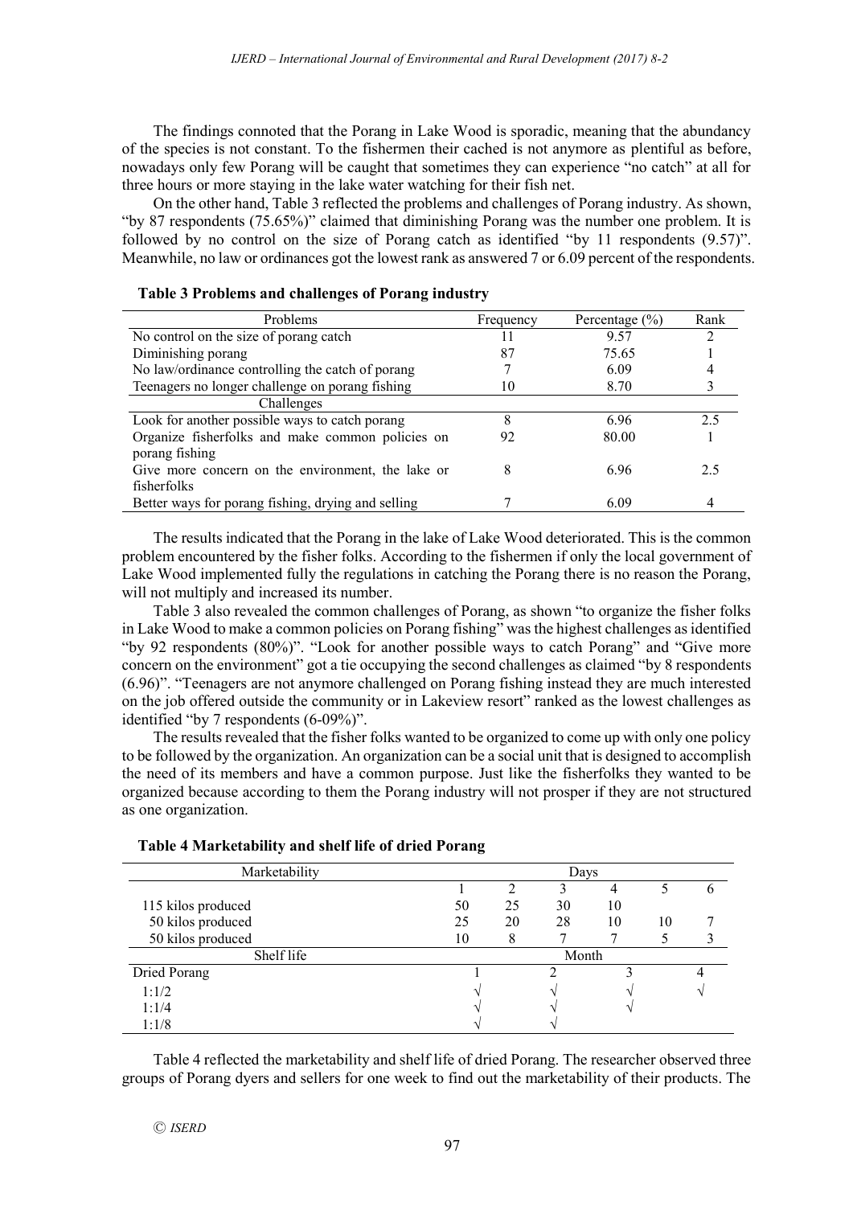The findings connoted that the Porang in Lake Wood is sporadic, meaning that the abundancy of the species is not constant. To the fishermen their cached is not anymore as plentiful as before, nowadays only few Porang will be caught that sometimes they can experience "no catch" at all for three hours or more staying in the lake water watching for their fish net.

On the other hand, Table 3 reflected the problems and challenges of Porang industry. As shown, "by 87 respondents (75.65%)" claimed that diminishing Porang was the number one problem. It is followed by no control on the size of Porang catch as identified "by 11 respondents (9.57)". Meanwhile, no law or ordinances got the lowest rank as answered 7 or 6.09 percent of the respondents.

**Table 3 Problems and challenges of Porang industry**

| Problems | Frequency | Percentage (%) | Rank |
|---|---|---|---|
| No control on the size of porang catch | 11 | 9.57 | 2 |
| Diminishing porang | 87 | 75.65 | 1 |
| No law/ordinance controlling the catch of porang | 7 | 6.09 | 4 |
| Teenagers no longer challenge on porang fishing | 10 | 8.70 | 3 |
| Challenges | | | |
| Look for another possible ways to catch porang | 8 | 6.96 | 2.5 |
| Organize fisherfolks and make common policies on porang fishing | 92 | 80.00 | 1 |
| Give more concern on the environment, the lake or fisherfolks | 8 | 6.96 | 2.5 |
| Better ways for porang fishing, drying and selling | 7 | 6.09 | 4 |

The results indicated that the Porang in the lake of Lake Wood deteriorated. This is the common problem encountered by the fisher folks. According to the fishermen if only the local government of Lake Wood implemented fully the regulations in catching the Porang there is no reason the Porang, will not multiply and increased its number.

Table 3 also revealed the common challenges of Porang, as shown "to organize the fisher folks in Lake Wood to make a common policies on Porang fishing" was the highest challenges as identified "by 92 respondents (80%)". "Look for another possible ways to catch Porang" and "Give more concern on the environment" got a tie occupying the second challenges as claimed "by 8 respondents (6.96)". "Teenagers are not anymore challenged on Porang fishing instead they are much interested on the job offered outside the community or in Lakeview resort" ranked as the lowest challenges as identified "by 7 respondents (6-09%)".

The results revealed that the fisher folks wanted to be organized to come up with only one policy to be followed by the organization. An organization can be a social unit that is designed to accomplish the need of its members and have a common purpose. Just like the fisherfolks they wanted to be organized because according to them the Porang industry will not prosper if they are not structured as one organization.

**Table 4 Marketability and shelf life of dried Porang**

| Marketability | Days | | | | | |
|---|---|---|---|---|---|---|
| | 1 | 2 | 3 | 4 | 5 | 6 |
| 115 kilos produced | 50 | 25 | 30 | 10 | | |
| 50 kilos produced | 25 | 20 | 28 | 10 | 10 | 7 |
| 50 kilos produced | 10 | 8 | 7 | 7 | 5 | 3 |
| **Shelf life** | **Month** | | | | | |
| Dried Porang | 1 | 2 | 3 | 4 | | |
| 1:1/2 | √ | √ | √ | √ | | |
| 1:1/4 | √ | √ | √ | | | |
| 1:1/8 | √ | √ | | | | |

Table 4 reflected the marketability and shelf life of dried Porang. The researcher observed three groups of Porang dyers and sellers for one week to find out the marketability of their products. The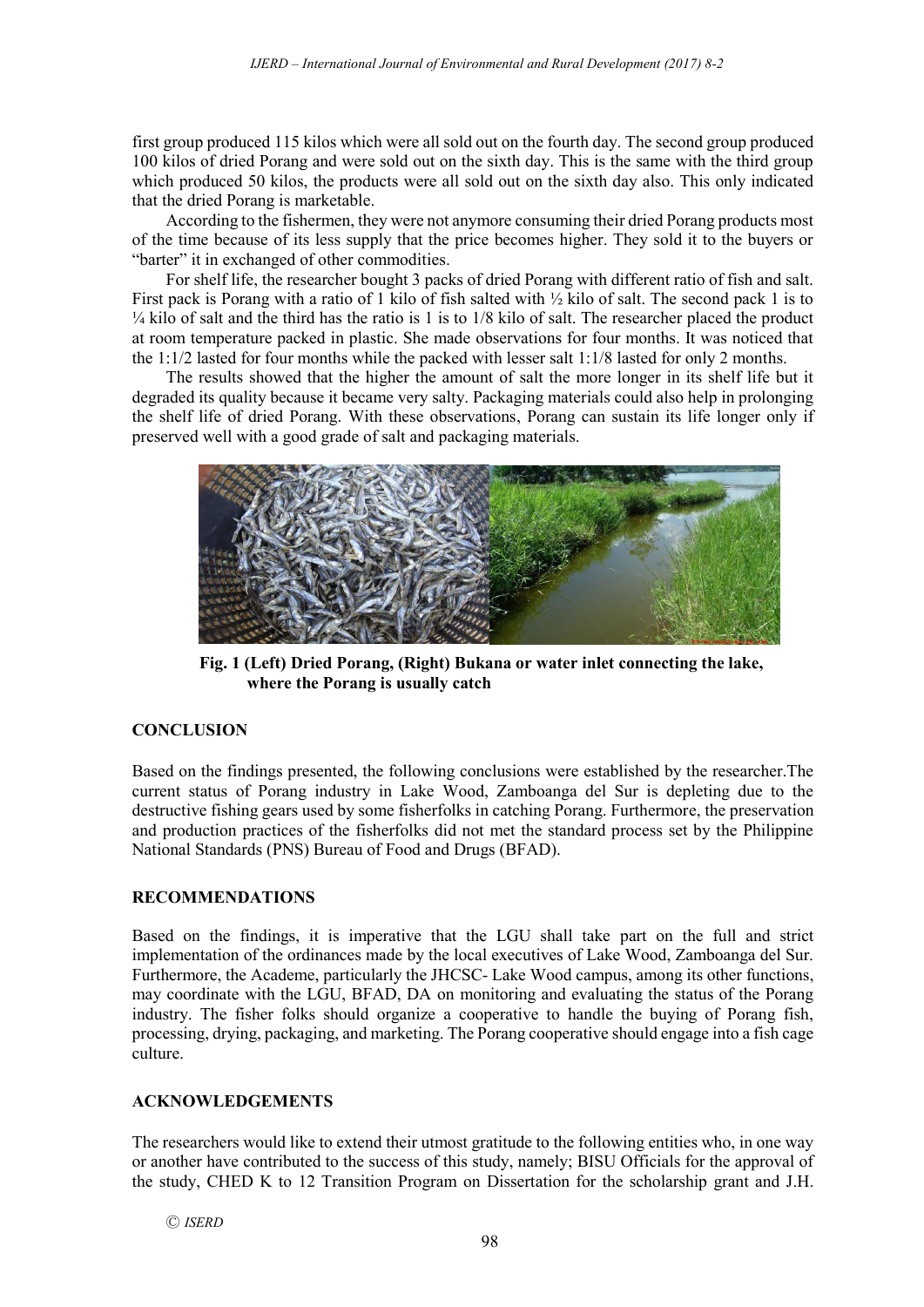first group produced 115 kilos which were all sold out on the fourth day. The second group produced 100 kilos of dried Porang and were sold out on the sixth day. This is the same with the third group which produced 50 kilos, the products were all sold out on the sixth day also. This only indicated that the dried Porang is marketable.

According to the fishermen, they were not anymore consuming their dried Porang products most of the time because of its less supply that the price becomes higher. They sold it to the buyers or "barter" it in exchanged of other commodities.

For shelf life, the researcher bought 3 packs of dried Porang with different ratio of fish and salt. First pack is Porang with a ratio of 1 kilo of fish salted with ½ kilo of salt. The second pack 1 is to ¼ kilo of salt and the third has the ratio is 1 is to 1/8 kilo of salt. The researcher placed the product at room temperature packed in plastic. She made observations for four months. It was noticed that the 1:1/2 lasted for four months while the packed with lesser salt 1:1/8 lasted for only 2 months.

The results showed that the higher the amount of salt the more longer in its shelf life but it degraded its quality because it became very salty. Packaging materials could also help in prolonging the shelf life of dried Porang. With these observations, Porang can sustain its life longer only if preserved well with a good grade of salt and packaging materials.

**Fig. 1 (Left) Dried Porang, (Right) Bukana or water inlet connecting the lake, where the Porang is usually catch**

## CONCLUSION

Based on the findings presented, the following conclusions were established by the researcher.The current status of Porang industry in Lake Wood, Zamboanga del Sur is depleting due to the destructive fishing gears used by some fisherfolks in catching Porang. Furthermore, the preservation and production practices of the fisherfolks did not met the standard process set by the Philippine National Standards (PNS) Bureau of Food and Drugs (BFAD).

## RECOMMENDATIONS

Based on the findings, it is imperative that the LGU shall take part on the full and strict implementation of the ordinances made by the local executives of Lake Wood, Zamboanga del Sur. Furthermore, the Academe, particularly the JHCSC- Lake Wood campus, among its other functions, may coordinate with the LGU, BFAD, DA on monitoring and evaluating the status of the Porang industry. The fisher folks should organize a cooperative to handle the buying of Porang fish, processing, drying, packaging, and marketing. The Porang cooperative should engage into a fish cage culture.

## ACKNOWLEDGEMENTS

The researchers would like to extend their utmost gratitude to the following entities who, in one way or another have contributed to the success of this study, namely; BISU Officials for the approval of the study, CHED K to 12 Transition Program on Dissertation for the scholarship grant and J.H.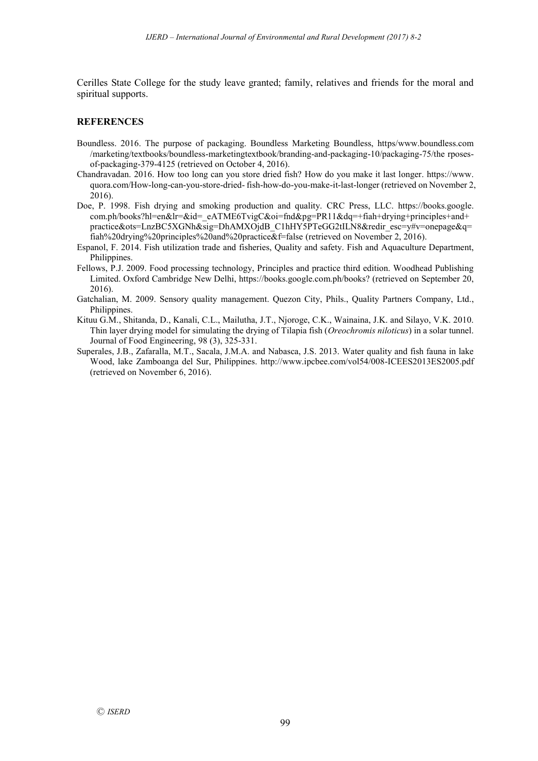Cerilles State College for the study leave granted; family, relatives and friends for the moral and spiritual supports.

## REFERENCES

Boundless. 2016. The purpose of packaging. Boundless Marketing Boundless, https/www.boundless.com /marketing/textbooks/boundless-marketingtextbook/branding-and-packaging-10/packaging-75/the rposes-of-packaging-379-4125 (retrieved on October 4, 2016).

Chandravadan. 2016. How too long can you store dried fish? How do you make it last longer. https://www.quora.com/How-long-can-you-store-dried- fish-how-do-you-make-it-last-longer (retrieved on November 2, 2016).

Doe, P. 1998. Fish drying and smoking production and quality. CRC Press, LLC. https://books.google.com.ph/books?hl=en&lr=&id=_eATME6TvigC&oi=fnd&pg=PR11&dq=+fiah+drying+principles+and+practice&ots=LnzBC5XGNh&sig=DhAMXOjdB_C1hHY5PTeGG2tILN8&redir_esc=y#v=onepage&q=fiah%20drying%20principles%20and%20practice&f=false (retrieved on November 2, 2016).

Espanol, F. 2014. Fish utilization trade and fisheries, Quality and safety. Fish and Aquaculture Department, Philippines.

Fellows, P.J. 2009. Food processing technology, Principles and practice third edition. Woodhead Publishing Limited. Oxford Cambridge New Delhi, https://books.google.com.ph/books? (retrieved on September 20, 2016).

Gatchalian, M. 2009. Sensory quality management. Quezon City, Phils., Quality Partners Company, Ltd., Philippines.

Kituu G.M., Shitanda, D., Kanali, C.L., Mailutha, J.T., Njoroge, C.K., Wainaina, J.K. and Silayo, V.K. 2010. Thin layer drying model for simulating the drying of Tilapia fish (*Oreochromis niloticus*) in a solar tunnel. Journal of Food Engineering, 98 (3), 325-331.

Superales, J.B., Zafaralla, M.T., Sacala, J.M.A. and Nabasca, J.S. 2013. Water quality and fish fauna in lake Wood, lake Zamboanga del Sur, Philippines. http://www.ipcbee.com/vol54/008-ICEES2013ES2005.pdf (retrieved on November 6, 2016).